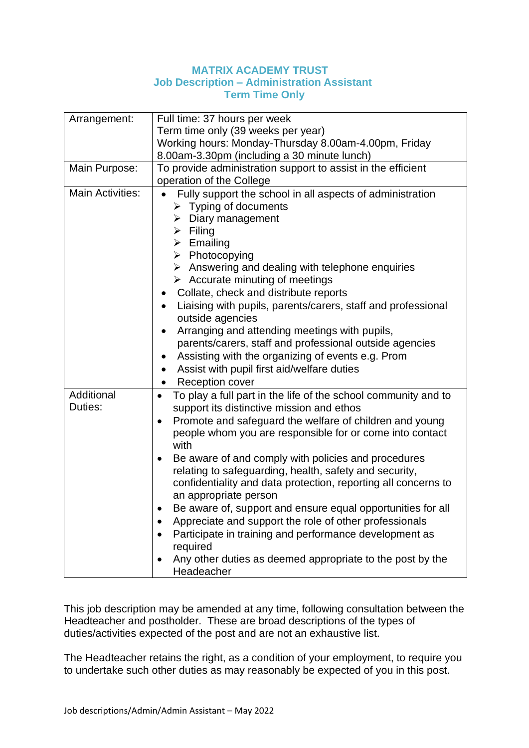# MATRIX ACADEMY TRUST
## Job Description – Administration Assistant
## Term Time Only

| | |
|---|---|
| Arrangement: | Full time: 37 hours per week<br>Term time only (39 weeks per year)<br>Working hours: Monday-Thursday 8.00am-4.00pm, Friday 8.00am-3.30pm (including a 30 minute lunch) |
| Main Purpose: | To provide administration support to assist in the efficient operation of the College |
| Main Activities: | • Fully support the school in all aspects of administration<br>&nbsp;&nbsp;➢ Typing of documents<br>&nbsp;&nbsp;➢ Diary management<br>&nbsp;&nbsp;➢ Filing<br>&nbsp;&nbsp;➢ Emailing<br>&nbsp;&nbsp;➢ Photocopying<br>&nbsp;&nbsp;➢ Answering and dealing with telephone enquiries<br>&nbsp;&nbsp;➢ Accurate minuting of meetings<br>• Collate, check and distribute reports<br>• Liaising with pupils, parents/carers, staff and professional outside agencies<br>• Arranging and attending meetings with pupils, parents/carers, staff and professional outside agencies<br>• Assisting with the organizing of events e.g. Prom<br>• Assist with pupil first aid/welfare duties<br>• Reception cover |
| Additional Duties: | • To play a full part in the life of the school community and to support its distinctive mission and ethos<br>• Promote and safeguard the welfare of children and young people whom you are responsible for or come into contact with<br>• Be aware of and comply with policies and procedures relating to safeguarding, health, safety and security, confidentiality and data protection, reporting all concerns to an appropriate person<br>• Be aware of, support and ensure equal opportunities for all<br>• Appreciate and support the role of other professionals<br>• Participate in training and performance development as required<br>• Any other duties as deemed appropriate to the post by the Headeacher |

This job description may be amended at any time, following consultation between the Headteacher and postholder. These are broad descriptions of the types of duties/activities expected of the post and are not an exhaustive list.

The Headteacher retains the right, as a condition of your employment, to require you to undertake such other duties as may reasonably be expected of you in this post.

Job descriptions/Admin/Admin Assistant – May 2022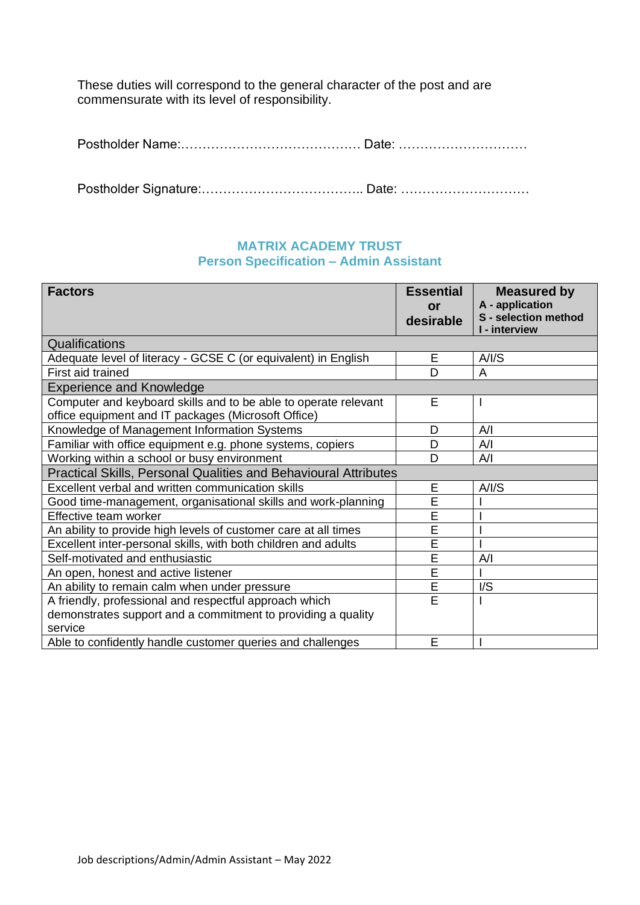These duties will correspond to the general character of the post and are commensurate with its level of responsibility.

Postholder Name:…………………………………… Date: …………………………

Postholder Signature:……………………………….. Date: …………………………

## MATRIX ACADEMY TRUST
## Person Specification – Admin Assistant

| **Factors** | **Essential or desirable** | **Measured by**<br>**A - application**<br>**S - selection method**<br>**I - interview** |
|---|---|---|
| Qualifications | | |
| Adequate level of literacy - GCSE C (or equivalent) in English | E | A/I/S |
| First aid trained | D | A |
| Experience and Knowledge | | |
| Computer and keyboard skills and to be able to operate relevant office equipment and IT packages (Microsoft Office) | E | I |
| Knowledge of Management Information Systems | D | A/I |
| Familiar with office equipment e.g. phone systems, copiers | D | A/I |
| Working within a school or busy environment | D | A/I |
| Practical Skills, Personal Qualities and Behavioural Attributes | | |
| Excellent verbal and written communication skills | E | A/I/S |
| Good time-management, organisational skills and work-planning | E | I |
| Effective team worker | E | I |
| An ability to provide high levels of customer care at all times | E | I |
| Excellent inter-personal skills, with both children and adults | E | I |
| Self-motivated and enthusiastic | E | A/I |
| An open, honest and active listener | E | I |
| An ability to remain calm when under pressure | E | I/S |
| A friendly, professional and respectful approach which demonstrates support and a commitment to providing a quality service | E | I |
| Able to confidently handle customer queries and challenges | E | I |

Job descriptions/Admin/Admin Assistant – May 2022